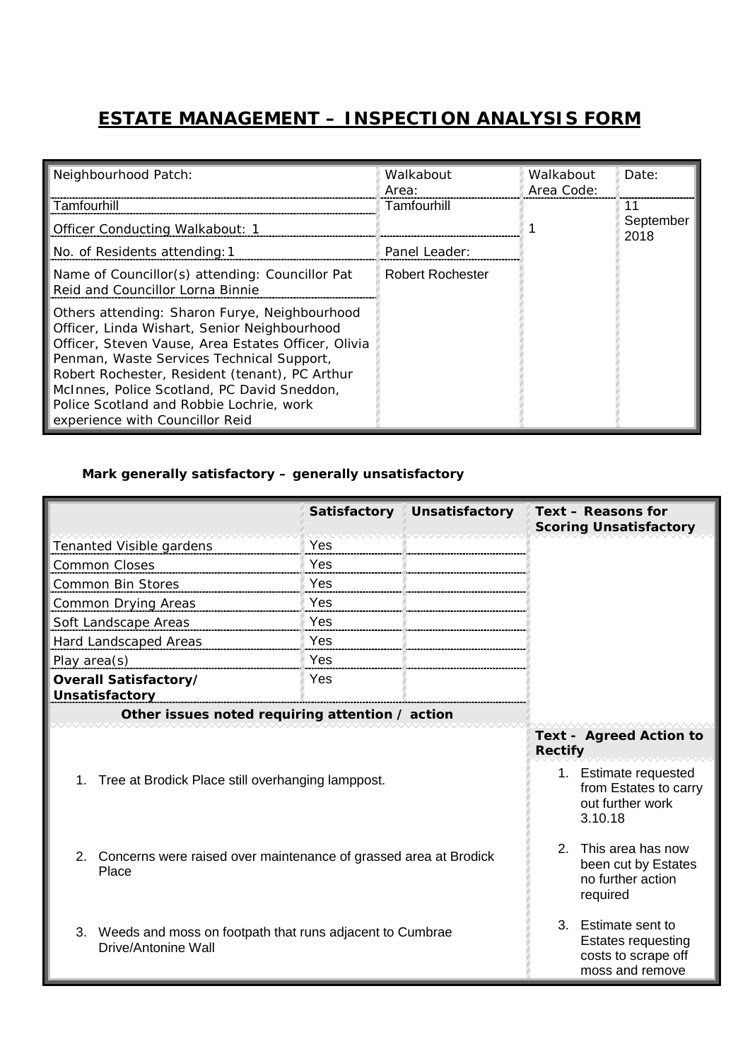# ESTATE MANAGEMENT – INSPECTION ANALYSIS FORM

| Neighbourhood Patch: | Walkabout Area: | Walkabout Area Code: | Date: |
| --- | --- | --- | --- |
| Tamfourhill | Tamfourhill | 1 | 11 September 2018 |
| Officer Conducting Walkabout: 1 | | | |
| No. of Residents attending: 1 | Panel Leader: | | |
| Name of Councillor(s) attending: Councillor Pat Reid and Councillor Lorna Binnie | Robert Rochester | | |
| Others attending: Sharon Furye, Neighbourhood Officer, Linda Wishart, Senior Neighbourhood Officer, Steven Vause, Area Estates Officer, Olivia Penman, Waste Services Technical Support, Robert Rochester, Resident (tenant), PC Arthur McInnes, Police Scotland, PC David Sneddon, Police Scotland and Robbie Lochrie, work experience with Councillor Reid | | | |

**Mark generally satisfactory – generally unsatisfactory**

| | Satisfactory | Unsatisfactory | Text – Reasons for Scoring Unsatisfactory |
| --- | --- | --- | --- |
| Tenanted Visible gardens | Yes | | |
| Common Closes | Yes | | |
| Common Bin Stores | Yes | | |
| Common Drying Areas | Yes | | |
| Soft Landscape Areas | Yes | | |
| Hard Landscaped Areas | Yes | | |
| Play area(s) | Yes | | |
| **Overall Satisfactory/ Unsatisfactory** | Yes | | |

| Other issues noted requiring attention / action | Text - Agreed Action to Rectify |
| --- | --- |
| 1. Tree at Brodick Place still overhanging lamppost. | 1. Estimate requested from Estates to carry out further work 3.10.18 |
| 2. Concerns were raised over maintenance of grassed area at Brodick Place | 2. This area has now been cut by Estates no further action required |
| 3. Weeds and moss on footpath that runs adjacent to Cumbrae Drive/Antonine Wall | 3. Estimate sent to Estates requesting costs to scrape off moss and remove |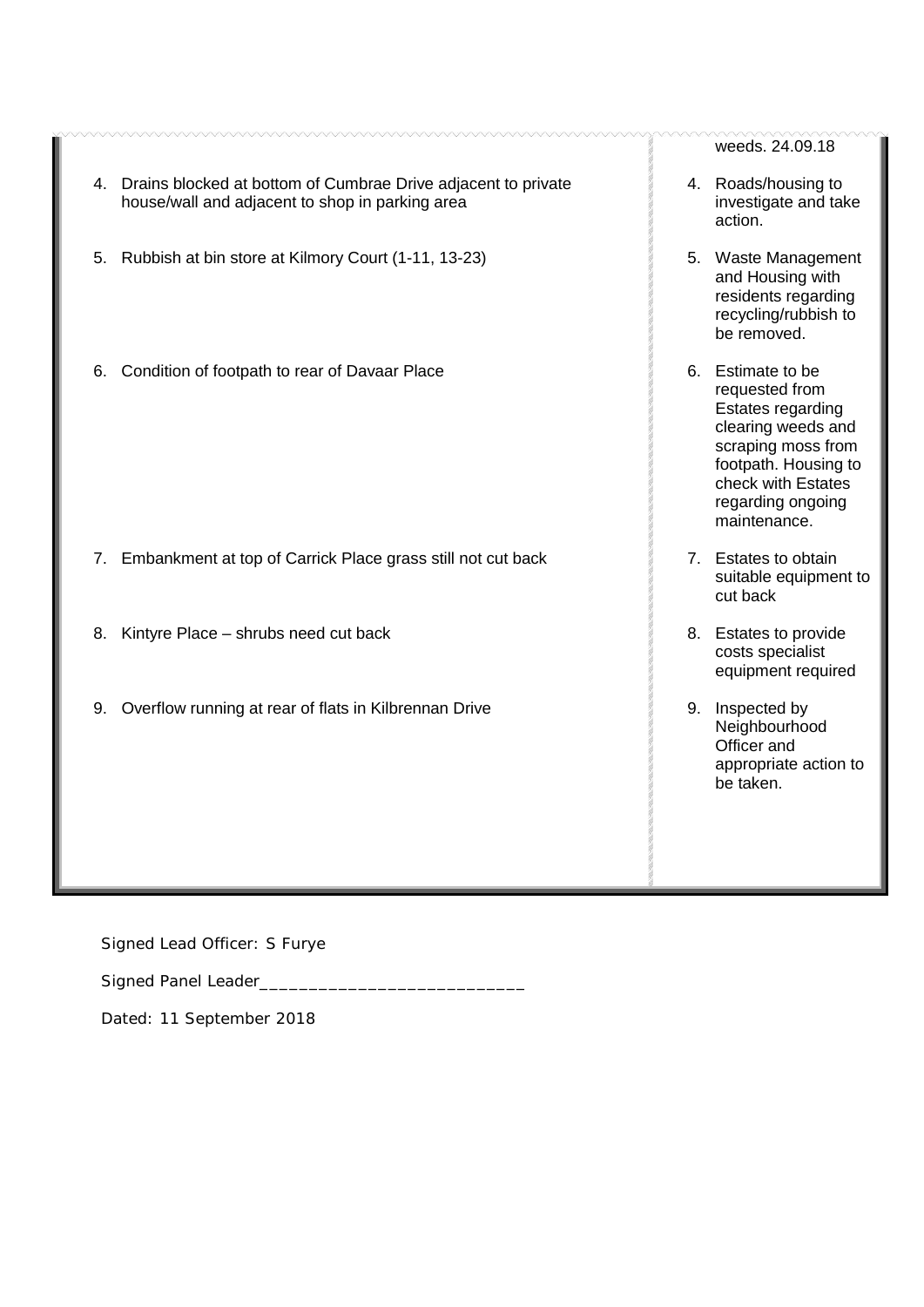| | |
|---|---|
| | weeds. 24.09.18 |
| 4. Drains blocked at bottom of Cumbrae Drive adjacent to private house/wall and adjacent to shop in parking area | 4. Roads/housing to investigate and take action. |
| 5. Rubbish at bin store at Kilmory Court (1-11, 13-23) | 5. Waste Management and Housing with residents regarding recycling/rubbish to be removed. |
| 6. Condition of footpath to rear of Davaar Place | 6. Estimate to be requested from Estates regarding clearing weeds and scraping moss from footpath. Housing to check with Estates regarding ongoing maintenance. |
| 7. Embankment at top of Carrick Place grass still not cut back | 7. Estates to obtain suitable equipment to cut back |
| 8. Kintyre Place – shrubs need cut back | 8. Estates to provide costs specialist equipment required |
| 9. Overflow running at rear of flats in Kilbrennan Drive | 9. Inspected by Neighbourhood Officer and appropriate action to be taken. |

Signed Lead Officer: S Furye

Signed Panel Leader___________________________

Dated: 11 September 2018